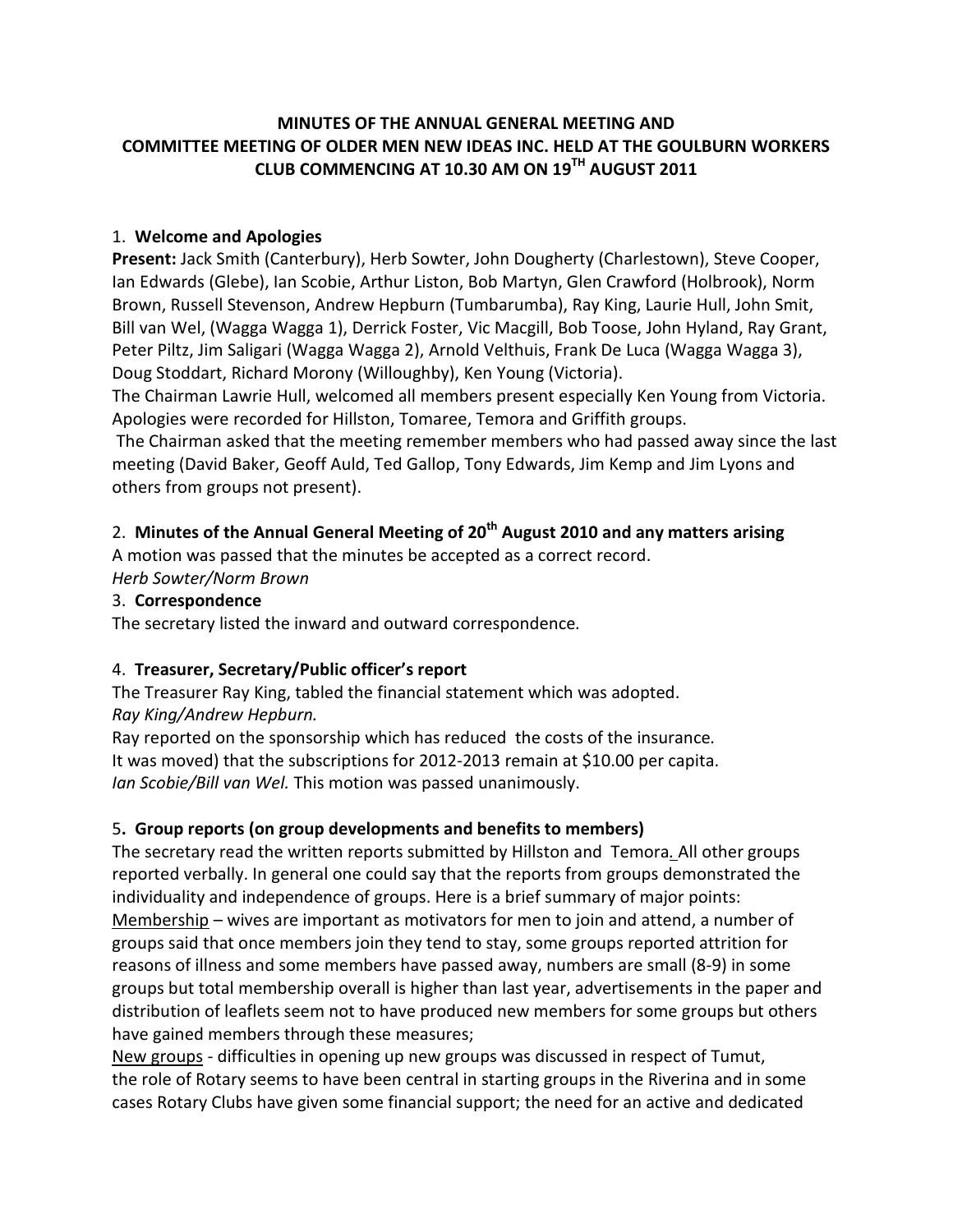# MINUTES OF THE ANNUAL GENERAL MEETING AND COMMITTEE MEETING OF OLDER MEN NEW IDEAS INC. HELD AT THE GOULBURN WORKERS CLUB COMMENCING AT 10.30 AM ON 19TH AUGUST 2011

1. **Welcome and Apologies**

**Present:** Jack Smith (Canterbury), Herb Sowter, John Dougherty (Charlestown), Steve Cooper, Ian Edwards (Glebe), Ian Scobie, Arthur Liston, Bob Martyn, Glen Crawford (Holbrook), Norm Brown, Russell Stevenson, Andrew Hepburn (Tumbarumba), Ray King, Laurie Hull, John Smit, Bill van Wel, (Wagga Wagga 1), Derrick Foster, Vic Macgill, Bob Toose, John Hyland, Ray Grant, Peter Piltz, Jim Saligari (Wagga Wagga 2), Arnold Velthuis, Frank De Luca (Wagga Wagga 3), Doug Stoddart, Richard Morony (Willoughby), Ken Young (Victoria).

The Chairman Lawrie Hull, welcomed all members present especially Ken Young from Victoria. Apologies were recorded for Hillston, Tomaree, Temora and Griffith groups.

The Chairman asked that the meeting remember members who had passed away since the last meeting (David Baker, Geoff Auld, Ted Gallop, Tony Edwards, Jim Kemp and Jim Lyons and others from groups not present).

2. **Minutes of the Annual General Meeting of 20th August 2010 and any matters arising**

A motion was passed that the minutes be accepted as a correct record.
*Herb Sowter/Norm Brown*

3. **Correspondence**

The secretary listed the inward and outward correspondence.

4. **Treasurer, Secretary/Public officer's report**

The Treasurer Ray King, tabled the financial statement which was adopted.
*Ray King/Andrew Hepburn.*

Ray reported on the sponsorship which has reduced the costs of the insurance.
It was moved) that the subscriptions for 2012-2013 remain at $10.00 per capita.
*Ian Scobie/Bill van Wel.* This motion was passed unanimously.

5. **Group reports (on group developments and benefits to members)**

The secretary read the written reports submitted by Hillston and Temora. All other groups reported verbally. In general one could say that the reports from groups demonstrated the individuality and independence of groups. Here is a brief summary of major points:

Membership – wives are important as motivators for men to join and attend, a number of groups said that once members join they tend to stay, some groups reported attrition for reasons of illness and some members have passed away, numbers are small (8-9) in some groups but total membership overall is higher than last year, advertisements in the paper and distribution of leaflets seem not to have produced new members for some groups but others have gained members through these measures;

New groups - difficulties in opening up new groups was discussed in respect of Tumut, the role of Rotary seems to have been central in starting groups in the Riverina and in some cases Rotary Clubs have given some financial support; the need for an active and dedicated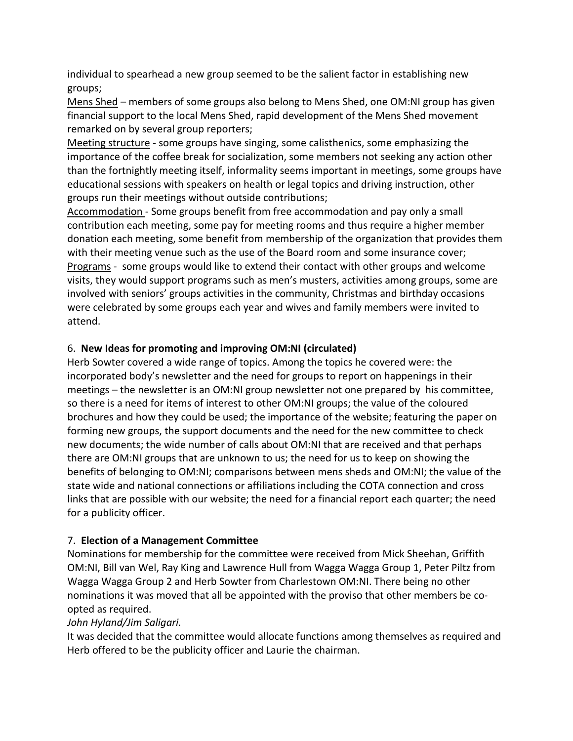individual to spearhead a new group seemed to be the salient factor in establishing new groups;

<u>Mens Shed</u> – members of some groups also belong to Mens Shed, one OM:NI group has given financial support to the local Mens Shed, rapid development of the Mens Shed movement remarked on by several group reporters;

<u>Meeting structure</u> - some groups have singing, some calisthenics, some emphasizing the importance of the coffee break for socialization, some members not seeking any action other than the fortnightly meeting itself, informality seems important in meetings, some groups have educational sessions with speakers on health or legal topics and driving instruction, other groups run their meetings without outside contributions;

<u>Accommodation</u> - Some groups benefit from free accommodation and pay only a small contribution each meeting, some pay for meeting rooms and thus require a higher member donation each meeting, some benefit from membership of the organization that provides them with their meeting venue such as the use of the Board room and some insurance cover;

<u>Programs</u> - some groups would like to extend their contact with other groups and welcome visits, they would support programs such as men's musters, activities among groups, some are involved with seniors' groups activities in the community, Christmas and birthday occasions were celebrated by some groups each year and wives and family members were invited to attend.

6. **New Ideas for promoting and improving OM:NI (circulated)**

Herb Sowter covered a wide range of topics. Among the topics he covered were: the incorporated body's newsletter and the need for groups to report on happenings in their meetings – the newsletter is an OM:NI group newsletter not one prepared by his committee, so there is a need for items of interest to other OM:NI groups; the value of the coloured brochures and how they could be used; the importance of the website; featuring the paper on forming new groups, the support documents and the need for the new committee to check new documents; the wide number of calls about OM:NI that are received and that perhaps there are OM:NI groups that are unknown to us; the need for us to keep on showing the benefits of belonging to OM:NI; comparisons between mens sheds and OM:NI; the value of the state wide and national connections or affiliations including the COTA connection and cross links that are possible with our website; the need for a financial report each quarter; the need for a publicity officer.

7. **Election of a Management Committee**

Nominations for membership for the committee were received from Mick Sheehan, Griffith OM:NI, Bill van Wel, Ray King and Lawrence Hull from Wagga Wagga Group 1, Peter Piltz from Wagga Wagga Group 2 and Herb Sowter from Charlestown OM:NI. There being no other nominations it was moved that all be appointed with the proviso that other members be co-opted as required.

*John Hyland/Jim Saligari.*

It was decided that the committee would allocate functions among themselves as required and Herb offered to be the publicity officer and Laurie the chairman.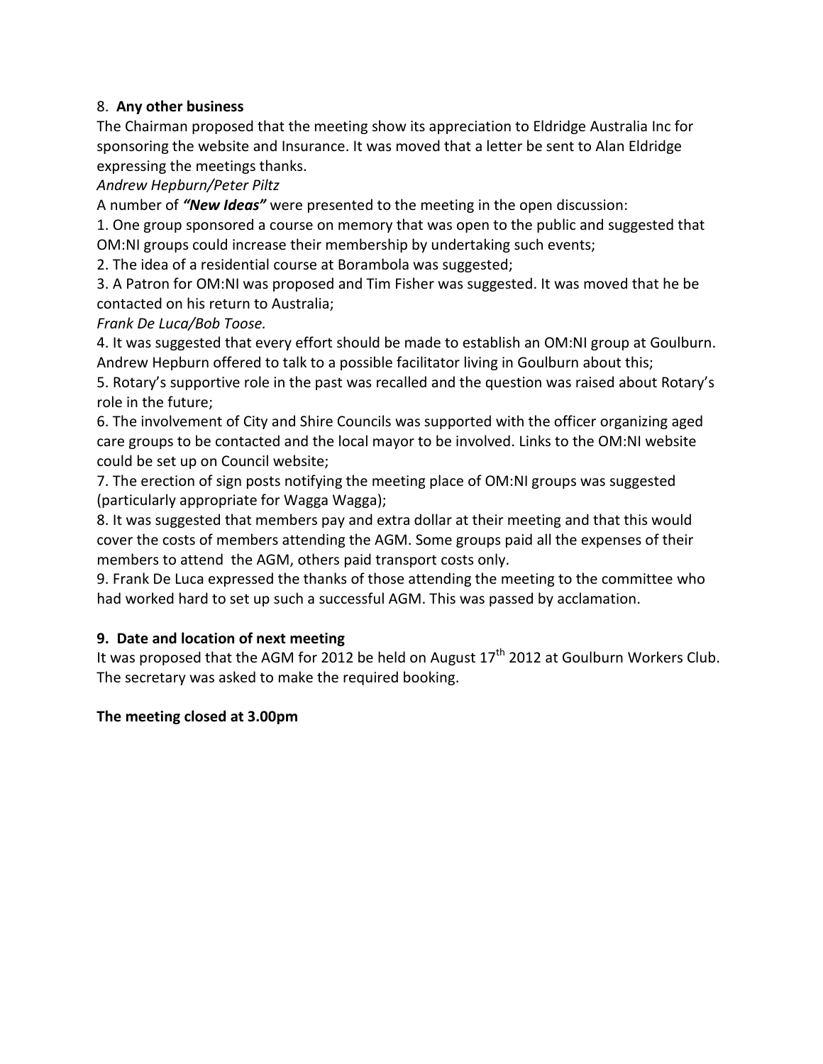8. **Any other business**

The Chairman proposed that the meeting show its appreciation to Eldridge Australia Inc for sponsoring the website and Insurance. It was moved that a letter be sent to Alan Eldridge expressing the meetings thanks.

*Andrew Hepburn/Peter Piltz*

A number of ***"New Ideas"*** were presented to the meeting in the open discussion:

1. One group sponsored a course on memory that was open to the public and suggested that OM:NI groups could increase their membership by undertaking such events;
2. The idea of a residential course at Borambola was suggested;
3. A Patron for OM:NI was proposed and Tim Fisher was suggested. It was moved that he be contacted on his return to Australia;

*Frank De Luca/Bob Toose.*

4. It was suggested that every effort should be made to establish an OM:NI group at Goulburn. Andrew Hepburn offered to talk to a possible facilitator living in Goulburn about this;
5. Rotary's supportive role in the past was recalled and the question was raised about Rotary's role in the future;
6. The involvement of City and Shire Councils was supported with the officer organizing aged care groups to be contacted and the local mayor to be involved. Links to the OM:NI website could be set up on Council website;
7. The erection of sign posts notifying the meeting place of OM:NI groups was suggested (particularly appropriate for Wagga Wagga);
8. It was suggested that members pay and extra dollar at their meeting and that this would cover the costs of members attending the AGM. Some groups paid all the expenses of their members to attend the AGM, others paid transport costs only.
9. Frank De Luca expressed the thanks of those attending the meeting to the committee who had worked hard to set up such a successful AGM. This was passed by acclamation.

**9. Date and location of next meeting**

It was proposed that the AGM for 2012 be held on August 17th 2012 at Goulburn Workers Club. The secretary was asked to make the required booking.

**The meeting closed at 3.00pm**